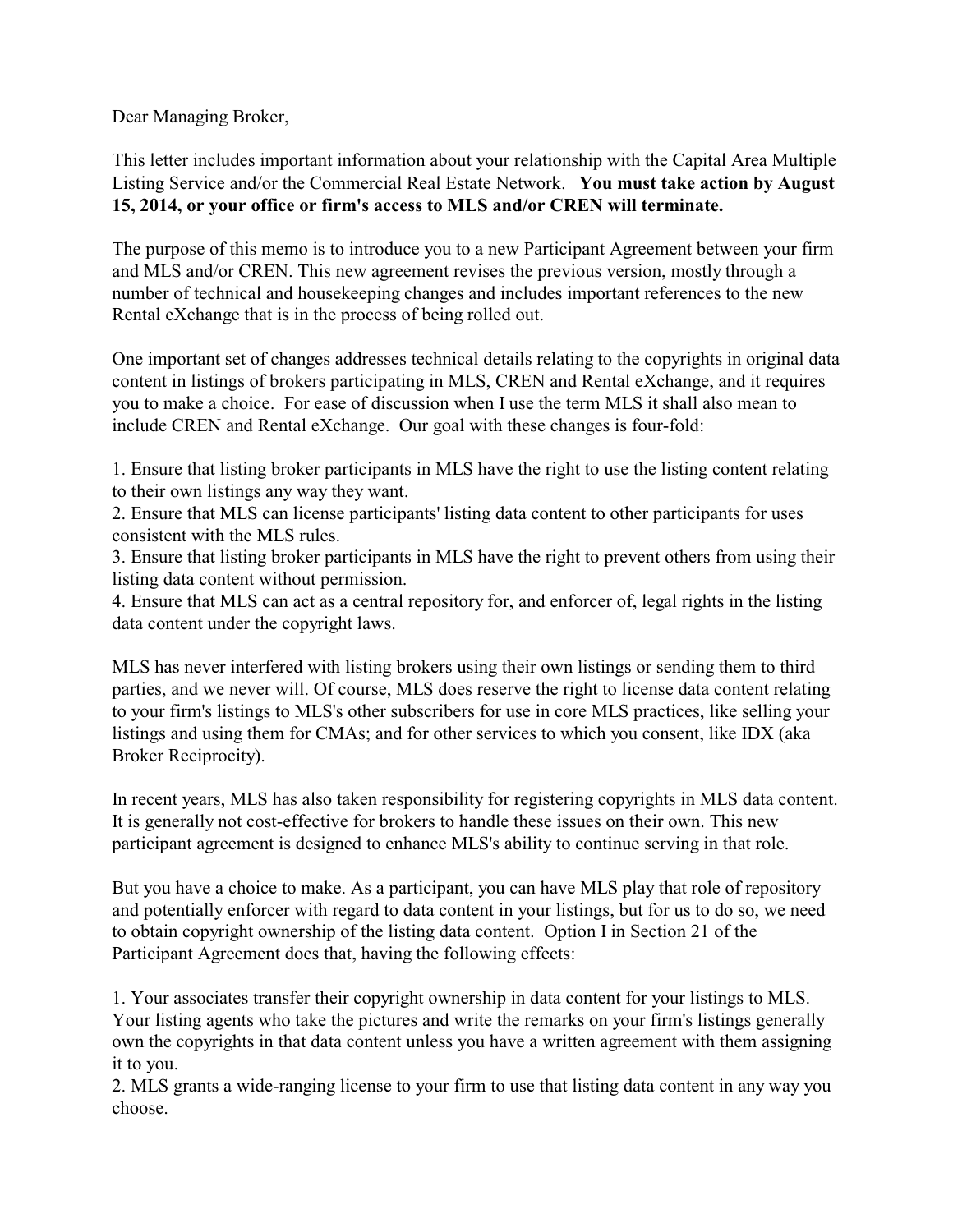Dear Managing Broker,

This letter includes important information about your relationship with the Capital Area Multiple Listing Service and/or the Commercial Real Estate Network. **You must take action by August 15, 2014, or your office or firm's access to MLS and/or CREN will terminate.**

The purpose of this memo is to introduce you to a new Participant Agreement between your firm and MLS and/or CREN. This new agreement revises the previous version, mostly through a number of technical and housekeeping changes and includes important references to the new Rental eXchange that is in the process of being rolled out.

One important set of changes addresses technical details relating to the copyrights in original data content in listings of brokers participating in MLS, CREN and Rental eXchange, and it requires you to make a choice. For ease of discussion when I use the term MLS it shall also mean to include CREN and Rental eXchange. Our goal with these changes is four-fold:

1. Ensure that listing broker participants in MLS have the right to use the listing content relating to their own listings any way they want.
2. Ensure that MLS can license participants' listing data content to other participants for uses consistent with the MLS rules.
3. Ensure that listing broker participants in MLS have the right to prevent others from using their listing data content without permission.
4. Ensure that MLS can act as a central repository for, and enforcer of, legal rights in the listing data content under the copyright laws.

MLS has never interfered with listing brokers using their own listings or sending them to third parties, and we never will. Of course, MLS does reserve the right to license data content relating to your firm's listings to MLS's other subscribers for use in core MLS practices, like selling your listings and using them for CMAs; and for other services to which you consent, like IDX (aka Broker Reciprocity).

In recent years, MLS has also taken responsibility for registering copyrights in MLS data content. It is generally not cost-effective for brokers to handle these issues on their own. This new participant agreement is designed to enhance MLS's ability to continue serving in that role.

But you have a choice to make. As a participant, you can have MLS play that role of repository and potentially enforcer with regard to data content in your listings, but for us to do so, we need to obtain copyright ownership of the listing data content. Option I in Section 21 of the Participant Agreement does that, having the following effects:

1. Your associates transfer their copyright ownership in data content for your listings to MLS. Your listing agents who take the pictures and write the remarks on your firm's listings generally own the copyrights in that data content unless you have a written agreement with them assigning it to you.
2. MLS grants a wide-ranging license to your firm to use that listing data content in any way you choose.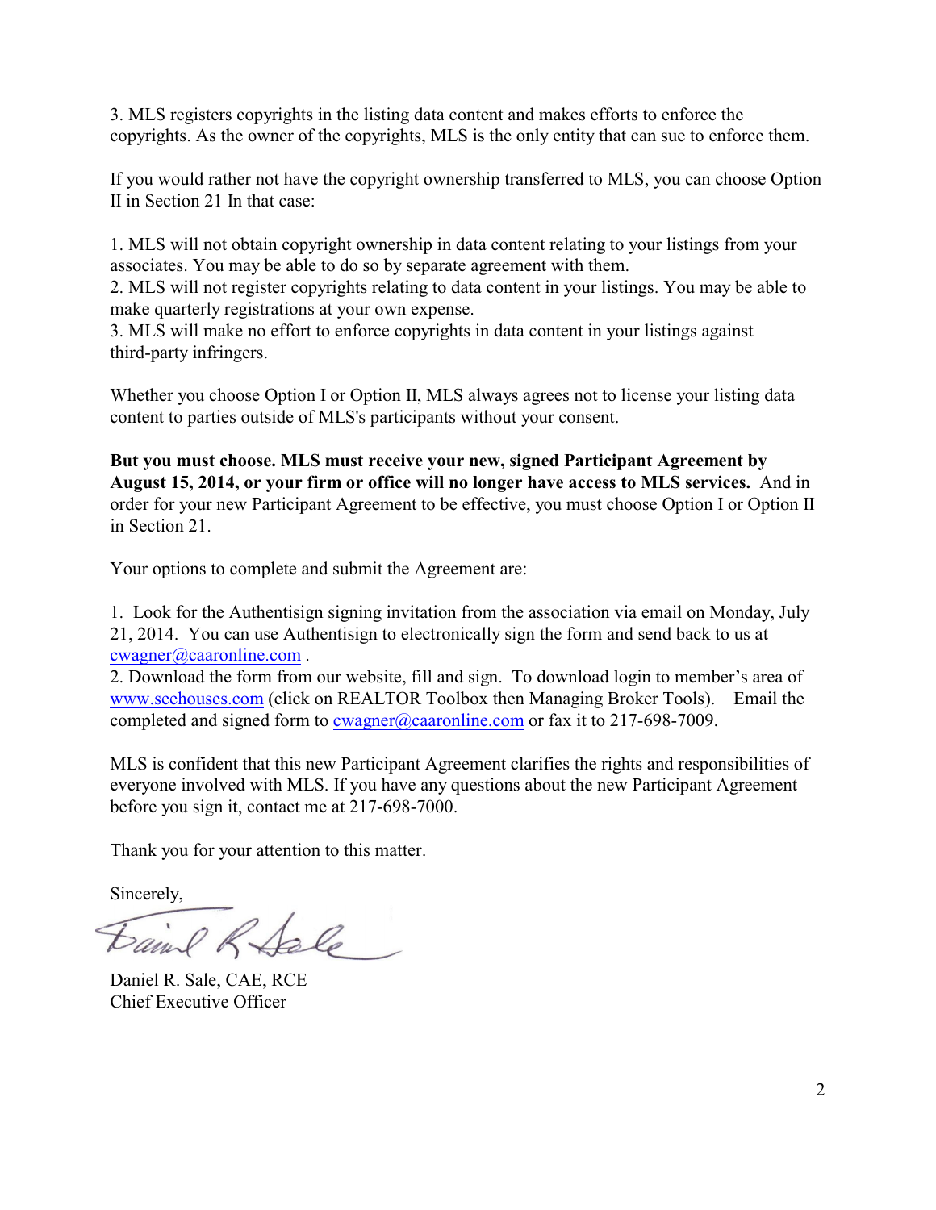3. MLS registers copyrights in the listing data content and makes efforts to enforce the copyrights. As the owner of the copyrights, MLS is the only entity that can sue to enforce them.

If you would rather not have the copyright ownership transferred to MLS, you can choose Option II in Section 21 In that case:

1. MLS will not obtain copyright ownership in data content relating to your listings from your associates. You may be able to do so by separate agreement with them.
2. MLS will not register copyrights relating to data content in your listings. You may be able to make quarterly registrations at your own expense.
3. MLS will make no effort to enforce copyrights in data content in your listings against third-party infringers.

Whether you choose Option I or Option II, MLS always agrees not to license your listing data content to parties outside of MLS's participants without your consent.

**But you must choose. MLS must receive your new, signed Participant Agreement by August 15, 2014, or your firm or office will no longer have access to MLS services.** And in order for your new Participant Agreement to be effective, you must choose Option I or Option II in Section 21.

Your options to complete and submit the Agreement are:

1. Look for the Authentisign signing invitation from the association via email on Monday, July 21, 2014. You can use Authentisign to electronically sign the form and send back to us at cwagner@caaronline.com .
2. Download the form from our website, fill and sign. To download login to member's area of www.seehouses.com (click on REALTOR Toolbox then Managing Broker Tools). Email the completed and signed form to cwagner@caaronline.com or fax it to 217-698-7009.

MLS is confident that this new Participant Agreement clarifies the rights and responsibilities of everyone involved with MLS. If you have any questions about the new Participant Agreement before you sign it, contact me at 217-698-7000.

Thank you for your attention to this matter.

Sincerely,

Daniel R. Sale, CAE, RCE
Chief Executive Officer